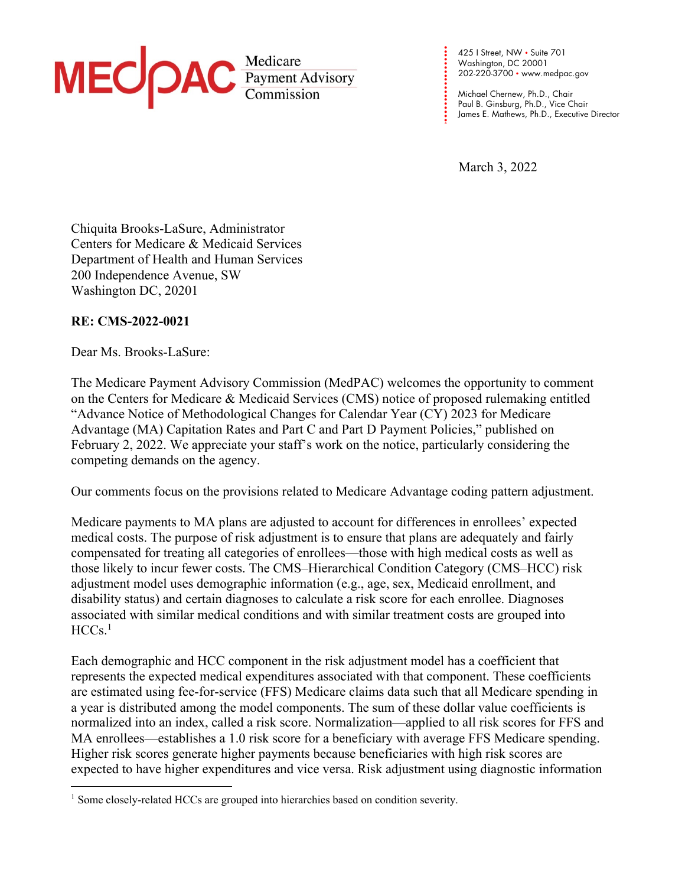# MEDPAC Medicare Payment Advisory Commission

425 I Street, NW • Suite 701
Washington, DC 20001
202-220-3700 • www.medpac.gov

Michael Chernew, Ph.D., Chair
Paul B. Ginsburg, Ph.D., Vice Chair
James E. Mathews, Ph.D., Executive Director

March 3, 2022

Chiquita Brooks-LaSure, Administrator
Centers for Medicare & Medicaid Services
Department of Health and Human Services
200 Independence Avenue, SW
Washington DC, 20201

**RE: CMS-2022-0021**

Dear Ms. Brooks-LaSure:

The Medicare Payment Advisory Commission (MedPAC) welcomes the opportunity to comment on the Centers for Medicare & Medicaid Services (CMS) notice of proposed rulemaking entitled "Advance Notice of Methodological Changes for Calendar Year (CY) 2023 for Medicare Advantage (MA) Capitation Rates and Part C and Part D Payment Policies," published on February 2, 2022. We appreciate your staff's work on the notice, particularly considering the competing demands on the agency.

Our comments focus on the provisions related to Medicare Advantage coding pattern adjustment.

Medicare payments to MA plans are adjusted to account for differences in enrollees' expected medical costs. The purpose of risk adjustment is to ensure that plans are adequately and fairly compensated for treating all categories of enrollees—those with high medical costs as well as those likely to incur fewer costs. The CMS–Hierarchical Condition Category (CMS–HCC) risk adjustment model uses demographic information (e.g., age, sex, Medicaid enrollment, and disability status) and certain diagnoses to calculate a risk score for each enrollee. Diagnoses associated with similar medical conditions and with similar treatment costs are grouped into HCCs.[1]

Each demographic and HCC component in the risk adjustment model has a coefficient that represents the expected medical expenditures associated with that component. These coefficients are estimated using fee-for-service (FFS) Medicare claims data such that all Medicare spending in a year is distributed among the model components. The sum of these dollar value coefficients is normalized into an index, called a risk score. Normalization—applied to all risk scores for FFS and MA enrollees—establishes a 1.0 risk score for a beneficiary with average FFS Medicare spending. Higher risk scores generate higher payments because beneficiaries with high risk scores are expected to have higher expenditures and vice versa. Risk adjustment using diagnostic information

[1] Some closely-related HCCs are grouped into hierarchies based on condition severity.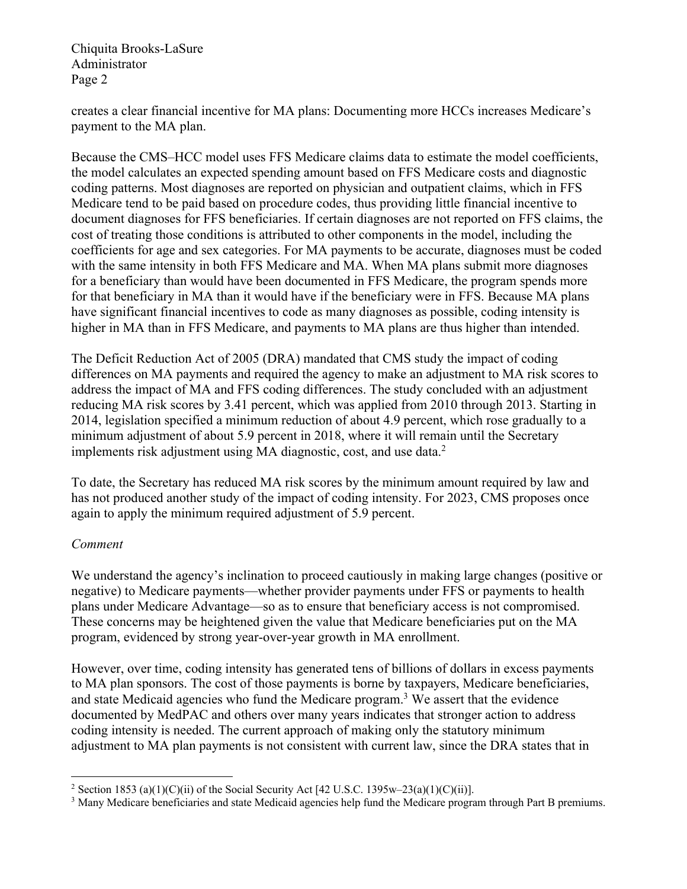creates a clear financial incentive for MA plans: Documenting more HCCs increases Medicare's payment to the MA plan.

Because the CMS–HCC model uses FFS Medicare claims data to estimate the model coefficients, the model calculates an expected spending amount based on FFS Medicare costs and diagnostic coding patterns. Most diagnoses are reported on physician and outpatient claims, which in FFS Medicare tend to be paid based on procedure codes, thus providing little financial incentive to document diagnoses for FFS beneficiaries. If certain diagnoses are not reported on FFS claims, the cost of treating those conditions is attributed to other components in the model, including the coefficients for age and sex categories. For MA payments to be accurate, diagnoses must be coded with the same intensity in both FFS Medicare and MA. When MA plans submit more diagnoses for a beneficiary than would have been documented in FFS Medicare, the program spends more for that beneficiary in MA than it would have if the beneficiary were in FFS. Because MA plans have significant financial incentives to code as many diagnoses as possible, coding intensity is higher in MA than in FFS Medicare, and payments to MA plans are thus higher than intended.

The Deficit Reduction Act of 2005 (DRA) mandated that CMS study the impact of coding differences on MA payments and required the agency to make an adjustment to MA risk scores to address the impact of MA and FFS coding differences. The study concluded with an adjustment reducing MA risk scores by 3.41 percent, which was applied from 2010 through 2013. Starting in 2014, legislation specified a minimum reduction of about 4.9 percent, which rose gradually to a minimum adjustment of about 5.9 percent in 2018, where it will remain until the Secretary implements risk adjustment using MA diagnostic, cost, and use data.[2]

To date, the Secretary has reduced MA risk scores by the minimum amount required by law and has not produced another study of the impact of coding intensity. For 2023, CMS proposes once again to apply the minimum required adjustment of 5.9 percent.

*Comment*

We understand the agency's inclination to proceed cautiously in making large changes (positive or negative) to Medicare payments—whether provider payments under FFS or payments to health plans under Medicare Advantage—so as to ensure that beneficiary access is not compromised. These concerns may be heightened given the value that Medicare beneficiaries put on the MA program, evidenced by strong year-over-year growth in MA enrollment.

However, over time, coding intensity has generated tens of billions of dollars in excess payments to MA plan sponsors. The cost of those payments is borne by taxpayers, Medicare beneficiaries, and state Medicaid agencies who fund the Medicare program.[3] We assert that the evidence documented by MedPAC and others over many years indicates that stronger action to address coding intensity is needed. The current approach of making only the statutory minimum adjustment to MA plan payments is not consistent with current law, since the DRA states that in

[2] Section 1853 (a)(1)(C)(ii) of the Social Security Act [42 U.S.C. 1395w–23(a)(1)(C)(ii)].

[3] Many Medicare beneficiaries and state Medicaid agencies help fund the Medicare program through Part B premiums.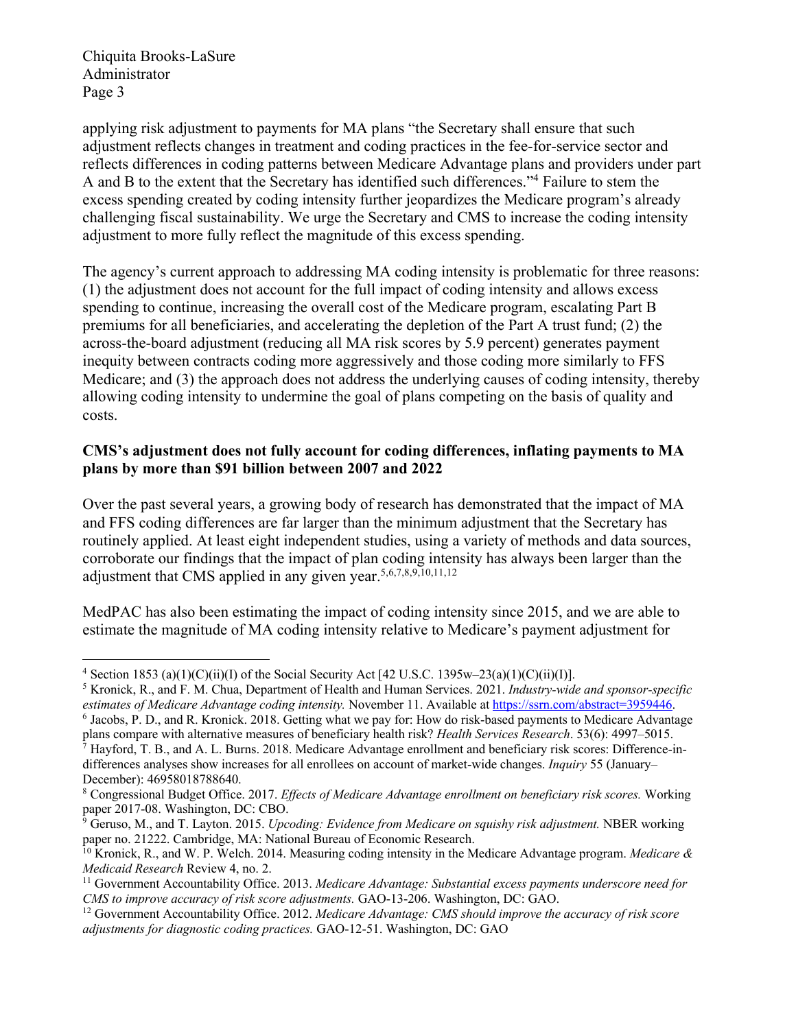applying risk adjustment to payments for MA plans "the Secretary shall ensure that such adjustment reflects changes in treatment and coding practices in the fee-for-service sector and reflects differences in coding patterns between Medicare Advantage plans and providers under part A and B to the extent that the Secretary has identified such differences."[4] Failure to stem the excess spending created by coding intensity further jeopardizes the Medicare program's already challenging fiscal sustainability. We urge the Secretary and CMS to increase the coding intensity adjustment to more fully reflect the magnitude of this excess spending.

The agency's current approach to addressing MA coding intensity is problematic for three reasons: (1) the adjustment does not account for the full impact of coding intensity and allows excess spending to continue, increasing the overall cost of the Medicare program, escalating Part B premiums for all beneficiaries, and accelerating the depletion of the Part A trust fund; (2) the across-the-board adjustment (reducing all MA risk scores by 5.9 percent) generates payment inequity between contracts coding more aggressively and those coding more similarly to FFS Medicare; and (3) the approach does not address the underlying causes of coding intensity, thereby allowing coding intensity to undermine the goal of plans competing on the basis of quality and costs.

**CMS's adjustment does not fully account for coding differences, inflating payments to MA plans by more than $91 billion between 2007 and 2022**

Over the past several years, a growing body of research has demonstrated that the impact of MA and FFS coding differences are far larger than the minimum adjustment that the Secretary has routinely applied. At least eight independent studies, using a variety of methods and data sources, corroborate our findings that the impact of plan coding intensity has always been larger than the adjustment that CMS applied in any given year.[5,6,7,8,9,10,11,12]

MedPAC has also been estimating the impact of coding intensity since 2015, and we are able to estimate the magnitude of MA coding intensity relative to Medicare's payment adjustment for

---

[4] Section 1853 (a)(1)(C)(ii)(I) of the Social Security Act [42 U.S.C. 1395w–23(a)(1)(C)(ii)(I)].

[5] Kronick, R., and F. M. Chua, Department of Health and Human Services. 2021. *Industry-wide and sponsor-specific estimates of Medicare Advantage coding intensity.* November 11. Available at https://ssrn.com/abstract=3959446.

[6] Jacobs, P. D., and R. Kronick. 2018. Getting what we pay for: How do risk-based payments to Medicare Advantage plans compare with alternative measures of beneficiary health risk? *Health Services Research*. 53(6): 4997–5015.

[7] Hayford, T. B., and A. L. Burns. 2018. Medicare Advantage enrollment and beneficiary risk scores: Difference-in-differences analyses show increases for all enrollees on account of market-wide changes. *Inquiry* 55 (January–December): 46958018788640.

[8] Congressional Budget Office. 2017. *Effects of Medicare Advantage enrollment on beneficiary risk scores.* Working paper 2017-08. Washington, DC: CBO.

[9] Geruso, M., and T. Layton. 2015. *Upcoding: Evidence from Medicare on squishy risk adjustment.* NBER working paper no. 21222. Cambridge, MA: National Bureau of Economic Research.

[10] Kronick, R., and W. P. Welch. 2014. Measuring coding intensity in the Medicare Advantage program. *Medicare & Medicaid Research* Review 4, no. 2.

[11] Government Accountability Office. 2013. *Medicare Advantage: Substantial excess payments underscore need for CMS to improve accuracy of risk score adjustments.* GAO-13-206. Washington, DC: GAO.

[12] Government Accountability Office. 2012. *Medicare Advantage: CMS should improve the accuracy of risk score adjustments for diagnostic coding practices.* GAO-12-51. Washington, DC: GAO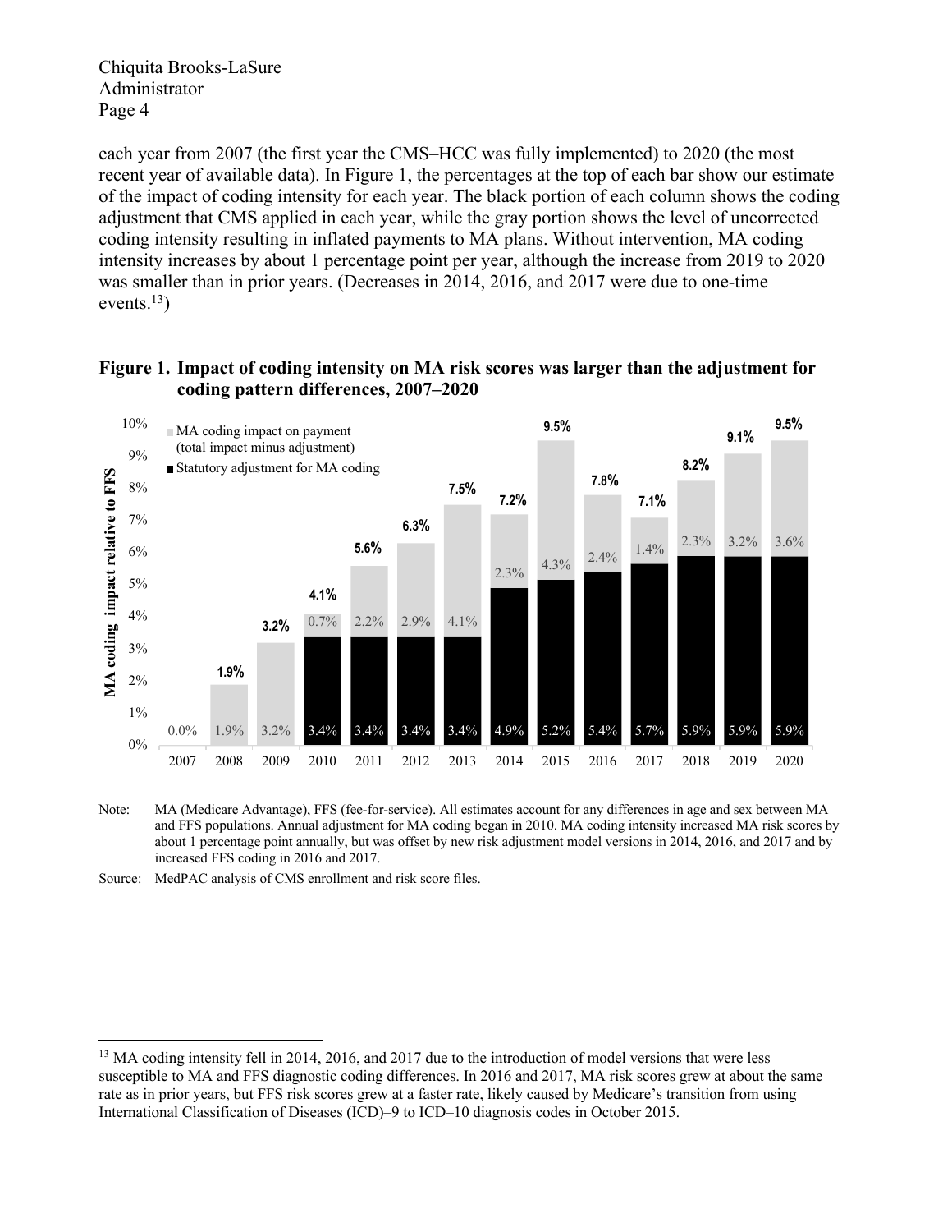each year from 2007 (the first year the CMS–HCC was fully implemented) to 2020 (the most recent year of available data). In Figure 1, the percentages at the top of each bar show our estimate of the impact of coding intensity for each year. The black portion of each column shows the coding adjustment that CMS applied in each year, while the gray portion shows the level of uncorrected coding intensity resulting in inflated payments to MA plans. Without intervention, MA coding intensity increases by about 1 percentage point per year, although the increase from 2019 to 2020 was smaller than in prior years. (Decreases in 2014, 2016, and 2017 were due to one-time events.[13])

**Figure 1. Impact of coding intensity on MA risk scores was larger than the adjustment for coding pattern differences, 2007–2020**

| Year | Statutory adjustment for MA coding | MA coding impact on payment (total impact minus adjustment) | Total MA coding impact relative to FFS |
|---|---|---|---|
| 2007 | 0.0% | | |
| 2008 | | 1.9% | 1.9% |
| 2009 | | 3.2% | 3.2% |
| 2010 | 3.4% | 0.7% | 4.1% |
| 2011 | 3.4% | 2.2% | 5.6% |
| 2012 | 3.4% | 2.9% | 6.3% |
| 2013 | 3.4% | 4.1% | 7.5% |
| 2014 | 4.9% | 2.3% | 7.2% |
| 2015 | 5.2% | 4.3% | 9.5% |
| 2016 | 5.4% | 2.4% | 7.8% |
| 2017 | 5.7% | 1.4% | 7.1% |
| 2018 | 5.9% | 2.3% | 8.2% |
| 2019 | 5.9% | 3.2% | 9.1% |
| 2020 | 5.9% | 3.6% | 9.5% |

Note: MA (Medicare Advantage), FFS (fee-for-service). All estimates account for any differences in age and sex between MA and FFS populations. Annual adjustment for MA coding began in 2010. MA coding intensity increased MA risk scores by about 1 percentage point annually, but was offset by new risk adjustment model versions in 2014, 2016, and 2017 and by increased FFS coding in 2016 and 2017.

Source: MedPAC analysis of CMS enrollment and risk score files.

[13] MA coding intensity fell in 2014, 2016, and 2017 due to the introduction of model versions that were less susceptible to MA and FFS diagnostic coding differences. In 2016 and 2017, MA risk scores grew at about the same rate as in prior years, but FFS risk scores grew at a faster rate, likely caused by Medicare's transition from using International Classification of Diseases (ICD)–9 to ICD–10 diagnosis codes in October 2015.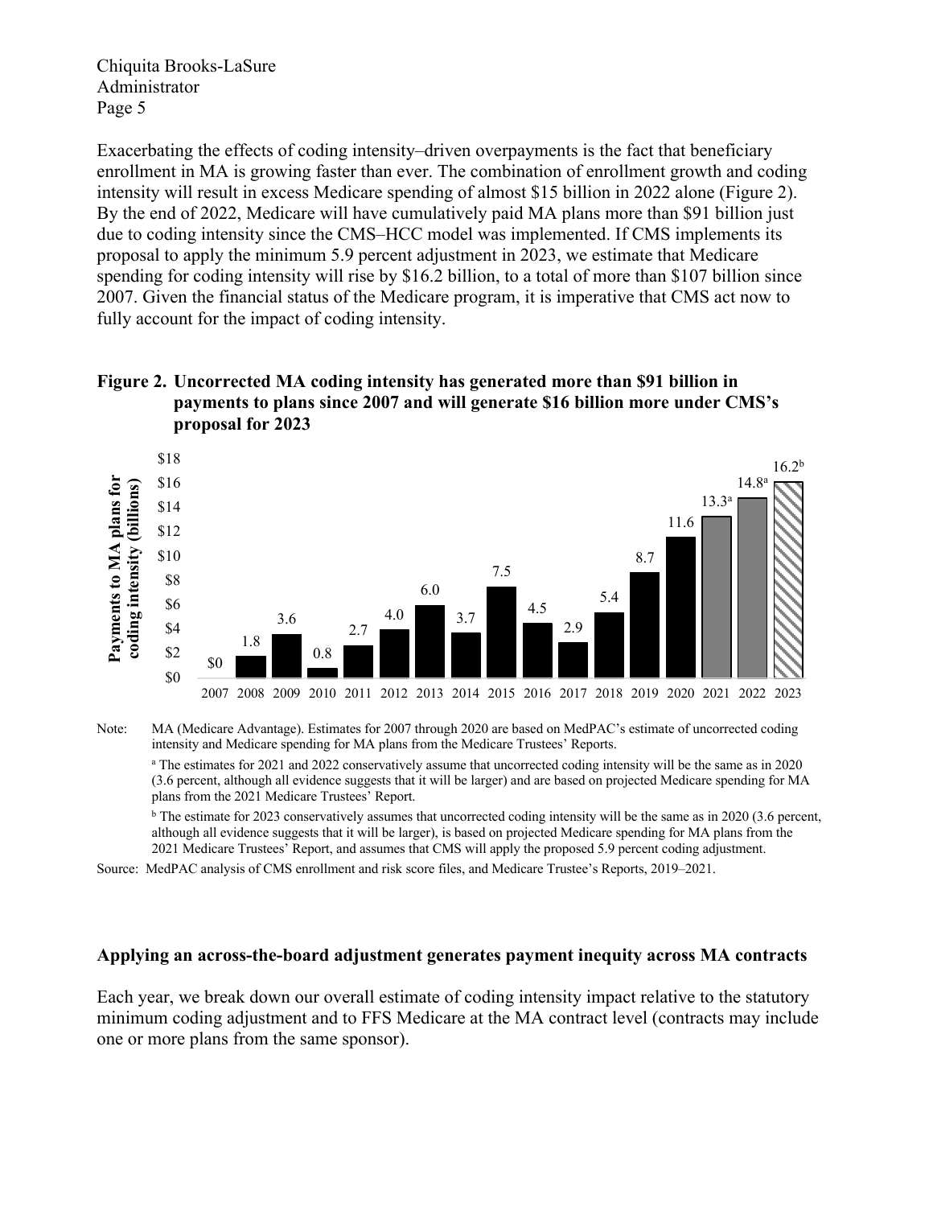Exacerbating the effects of coding intensity–driven overpayments is the fact that beneficiary enrollment in MA is growing faster than ever. The combination of enrollment growth and coding intensity will result in excess Medicare spending of almost $15 billion in 2022 alone (Figure 2). By the end of 2022, Medicare will have cumulatively paid MA plans more than $91 billion just due to coding intensity since the CMS–HCC model was implemented. If CMS implements its proposal to apply the minimum 5.9 percent adjustment in 2023, we estimate that Medicare spending for coding intensity will rise by $16.2 billion, to a total of more than $107 billion since 2007. Given the financial status of the Medicare program, it is imperative that CMS act now to fully account for the impact of coding intensity.

**Figure 2. Uncorrected MA coding intensity has generated more than $91 billion in payments to plans since 2007 and will generate $16 billion more under CMS's proposal for 2023**

| Year | Payments to MA plans for coding intensity (billions) |
|---|---|
| 2007 | $0 |
| 2008 | 1.8 |
| 2009 | 3.6 |
| 2010 | 0.8 |
| 2011 | 2.7 |
| 2012 | 4.0 |
| 2013 | 6.0 |
| 2014 | 3.7 |
| 2015 | 7.5 |
| 2016 | 4.5 |
| 2017 | 2.9 |
| 2018 | 5.4 |
| 2019 | 8.7 |
| 2020 | 11.6 |
| 2021 | 13.3[a] |
| 2022 | 14.8[a] |
| 2023 | 16.2[b] |

Note: MA (Medicare Advantage). Estimates for 2007 through 2020 are based on MedPAC's estimate of uncorrected coding intensity and Medicare spending for MA plans from the Medicare Trustees' Reports.

[a] The estimates for 2021 and 2022 conservatively assume that uncorrected coding intensity will be the same as in 2020 (3.6 percent, although all evidence suggests that it will be larger) and are based on projected Medicare spending for MA plans from the 2021 Medicare Trustees' Report.

[b] The estimate for 2023 conservatively assumes that uncorrected coding intensity will be the same as in 2020 (3.6 percent, although all evidence suggests that it will be larger), is based on projected Medicare spending for MA plans from the 2021 Medicare Trustees' Report, and assumes that CMS will apply the proposed 5.9 percent coding adjustment.

Source: MedPAC analysis of CMS enrollment and risk score files, and Medicare Trustee's Reports, 2019–2021.

**Applying an across-the-board adjustment generates payment inequity across MA contracts**

Each year, we break down our overall estimate of coding intensity impact relative to the statutory minimum coding adjustment and to FFS Medicare at the MA contract level (contracts may include one or more plans from the same sponsor).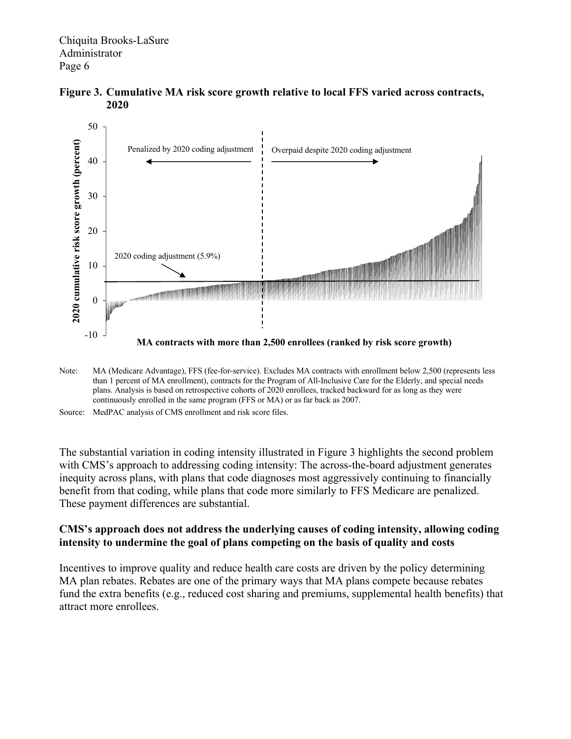Chiquita Brooks-LaSure
Administrator

**Figure 3. Cumulative MA risk score growth relative to local FFS varied across contracts, 2020**

Note: MA (Medicare Advantage), FFS (fee-for-service). Excludes MA contracts with enrollment below 2,500 (represents less than 1 percent of MA enrollment), contracts for the Program of All-Inclusive Care for the Elderly, and special needs plans. Analysis is based on retrospective cohorts of 2020 enrollees, tracked backward for as long as they were continuously enrolled in the same program (FFS or MA) or as far back as 2007.

Source: MedPAC analysis of CMS enrollment and risk score files.

The substantial variation in coding intensity illustrated in Figure 3 highlights the second problem with CMS's approach to addressing coding intensity: The across-the-board adjustment generates inequity across plans, with plans that code diagnoses most aggressively continuing to financially benefit from that coding, while plans that code more similarly to FFS Medicare are penalized. These payment differences are substantial.

**CMS's approach does not address the underlying causes of coding intensity, allowing coding intensity to undermine the goal of plans competing on the basis of quality and costs**

Incentives to improve quality and reduce health care costs are driven by the policy determining MA plan rebates. Rebates are one of the primary ways that MA plans compete because rebates fund the extra benefits (e.g., reduced cost sharing and premiums, supplemental health benefits) that attract more enrollees.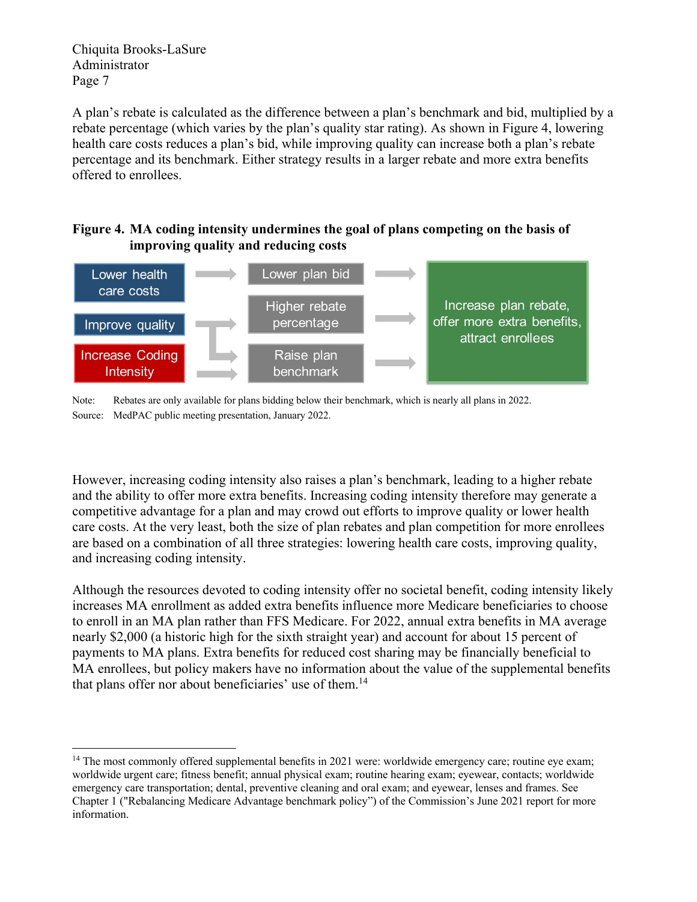A plan's rebate is calculated as the difference between a plan's benchmark and bid, multiplied by a rebate percentage (which varies by the plan's quality star rating). As shown in Figure 4, lowering health care costs reduces a plan's bid, while improving quality can increase both a plan's rebate percentage and its benchmark. Either strategy results in a larger rebate and more extra benefits offered to enrollees.

**Figure 4. MA coding intensity undermines the goal of plans competing on the basis of improving quality and reducing costs**

Lower health care costs → Lower plan bid → Increase plan rebate, offer more extra benefits, attract enrollees

Improve quality → Higher rebate percentage; Raise plan benchmark → Increase plan rebate, offer more extra benefits, attract enrollees

Increase Coding Intensity → Raise plan benchmark → Increase plan rebate, offer more extra benefits, attract enrollees

Note: Rebates are only available for plans bidding below their benchmark, which is nearly all plans in 2022.
Source: MedPAC public meeting presentation, January 2022.

However, increasing coding intensity also raises a plan's benchmark, leading to a higher rebate and the ability to offer more extra benefits. Increasing coding intensity therefore may generate a competitive advantage for a plan and may crowd out efforts to improve quality or lower health care costs. At the very least, both the size of plan rebates and plan competition for more enrollees are based on a combination of all three strategies: lowering health care costs, improving quality, and increasing coding intensity.

Although the resources devoted to coding intensity offer no societal benefit, coding intensity likely increases MA enrollment as added extra benefits influence more Medicare beneficiaries to choose to enroll in an MA plan rather than FFS Medicare. For 2022, annual extra benefits in MA average nearly $2,000 (a historic high for the sixth straight year) and account for about 15 percent of payments to MA plans. Extra benefits for reduced cost sharing may be financially beneficial to MA enrollees, but policy makers have no information about the value of the supplemental benefits that plans offer nor about beneficiaries' use of them.[14]

---

[14] The most commonly offered supplemental benefits in 2021 were: worldwide emergency care; routine eye exam; worldwide urgent care; fitness benefit; annual physical exam; routine hearing exam; eyewear, contacts; worldwide emergency care transportation; dental, preventive cleaning and oral exam; and eyewear, lenses and frames. See Chapter 1 ("Rebalancing Medicare Advantage benchmark policy") of the Commission's June 2021 report for more information.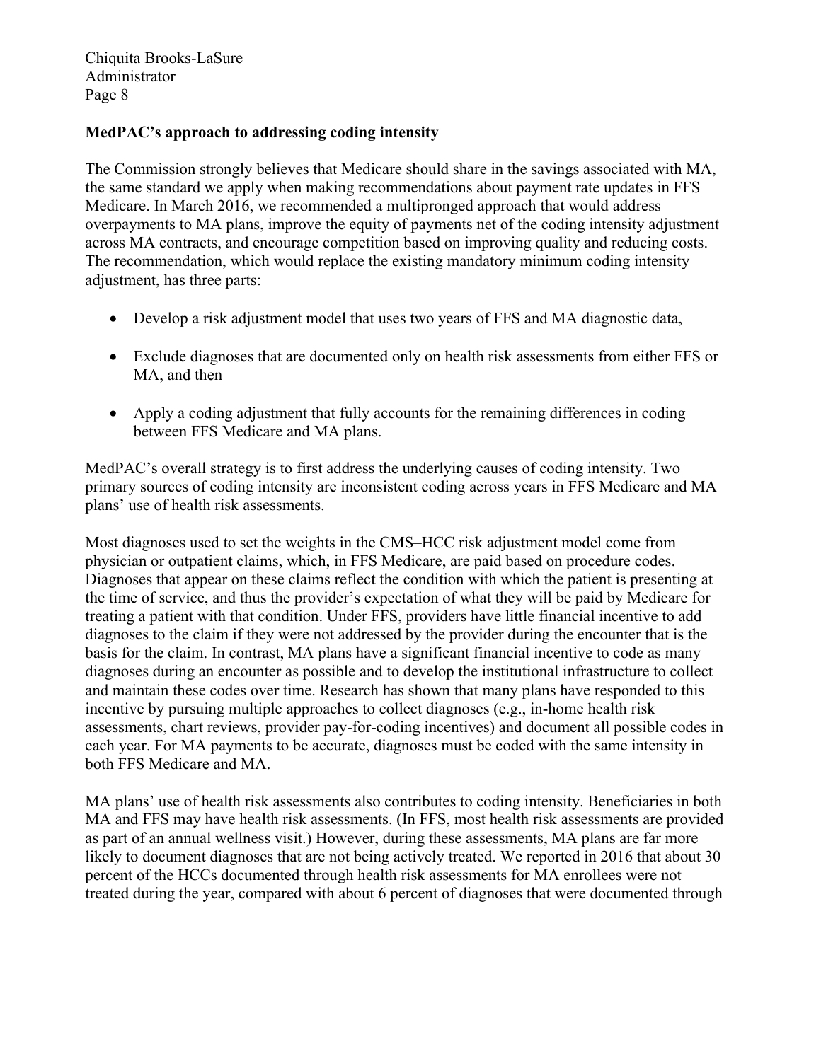**MedPAC's approach to addressing coding intensity**

The Commission strongly believes that Medicare should share in the savings associated with MA, the same standard we apply when making recommendations about payment rate updates in FFS Medicare. In March 2016, we recommended a multipronged approach that would address overpayments to MA plans, improve the equity of payments net of the coding intensity adjustment across MA contracts, and encourage competition based on improving quality and reducing costs. The recommendation, which would replace the existing mandatory minimum coding intensity adjustment, has three parts:

- Develop a risk adjustment model that uses two years of FFS and MA diagnostic data,
- Exclude diagnoses that are documented only on health risk assessments from either FFS or MA, and then
- Apply a coding adjustment that fully accounts for the remaining differences in coding between FFS Medicare and MA plans.

MedPAC's overall strategy is to first address the underlying causes of coding intensity. Two primary sources of coding intensity are inconsistent coding across years in FFS Medicare and MA plans' use of health risk assessments.

Most diagnoses used to set the weights in the CMS–HCC risk adjustment model come from physician or outpatient claims, which, in FFS Medicare, are paid based on procedure codes. Diagnoses that appear on these claims reflect the condition with which the patient is presenting at the time of service, and thus the provider's expectation of what they will be paid by Medicare for treating a patient with that condition. Under FFS, providers have little financial incentive to add diagnoses to the claim if they were not addressed by the provider during the encounter that is the basis for the claim. In contrast, MA plans have a significant financial incentive to code as many diagnoses during an encounter as possible and to develop the institutional infrastructure to collect and maintain these codes over time. Research has shown that many plans have responded to this incentive by pursuing multiple approaches to collect diagnoses (e.g., in-home health risk assessments, chart reviews, provider pay-for-coding incentives) and document all possible codes in each year. For MA payments to be accurate, diagnoses must be coded with the same intensity in both FFS Medicare and MA.

MA plans' use of health risk assessments also contributes to coding intensity. Beneficiaries in both MA and FFS may have health risk assessments. (In FFS, most health risk assessments are provided as part of an annual wellness visit.) However, during these assessments, MA plans are far more likely to document diagnoses that are not being actively treated. We reported in 2016 that about 30 percent of the HCCs documented through health risk assessments for MA enrollees were not treated during the year, compared with about 6 percent of diagnoses that were documented through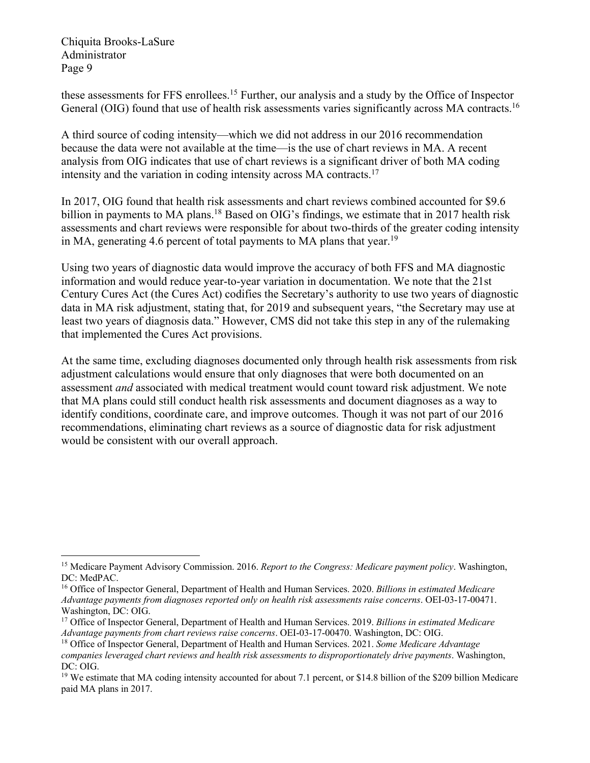these assessments for FFS enrollees.[15] Further, our analysis and a study by the Office of Inspector General (OIG) found that use of health risk assessments varies significantly across MA contracts.[16]

A third source of coding intensity—which we did not address in our 2016 recommendation because the data were not available at the time—is the use of chart reviews in MA. A recent analysis from OIG indicates that use of chart reviews is a significant driver of both MA coding intensity and the variation in coding intensity across MA contracts.[17]

In 2017, OIG found that health risk assessments and chart reviews combined accounted for \$9.6 billion in payments to MA plans.[18] Based on OIG's findings, we estimate that in 2017 health risk assessments and chart reviews were responsible for about two-thirds of the greater coding intensity in MA, generating 4.6 percent of total payments to MA plans that year.[19]

Using two years of diagnostic data would improve the accuracy of both FFS and MA diagnostic information and would reduce year-to-year variation in documentation. We note that the 21st Century Cures Act (the Cures Act) codifies the Secretary's authority to use two years of diagnostic data in MA risk adjustment, stating that, for 2019 and subsequent years, "the Secretary may use at least two years of diagnosis data." However, CMS did not take this step in any of the rulemaking that implemented the Cures Act provisions.

At the same time, excluding diagnoses documented only through health risk assessments from risk adjustment calculations would ensure that only diagnoses that were both documented on an assessment *and* associated with medical treatment would count toward risk adjustment. We note that MA plans could still conduct health risk assessments and document diagnoses as a way to identify conditions, coordinate care, and improve outcomes. Though it was not part of our 2016 recommendations, eliminating chart reviews as a source of diagnostic data for risk adjustment would be consistent with our overall approach.

---

[15] Medicare Payment Advisory Commission. 2016. *Report to the Congress: Medicare payment policy*. Washington, DC: MedPAC.

[16] Office of Inspector General, Department of Health and Human Services. 2020. *Billions in estimated Medicare Advantage payments from diagnoses reported only on health risk assessments raise concerns*. OEI-03-17-00471. Washington, DC: OIG.

[17] Office of Inspector General, Department of Health and Human Services. 2019. *Billions in estimated Medicare Advantage payments from chart reviews raise concerns*. OEI-03-17-00470. Washington, DC: OIG.

[18] Office of Inspector General, Department of Health and Human Services. 2021. *Some Medicare Advantage companies leveraged chart reviews and health risk assessments to disproportionately drive payments*. Washington, DC: OIG.

[19] We estimate that MA coding intensity accounted for about 7.1 percent, or \$14.8 billion of the \$209 billion Medicare paid MA plans in 2017.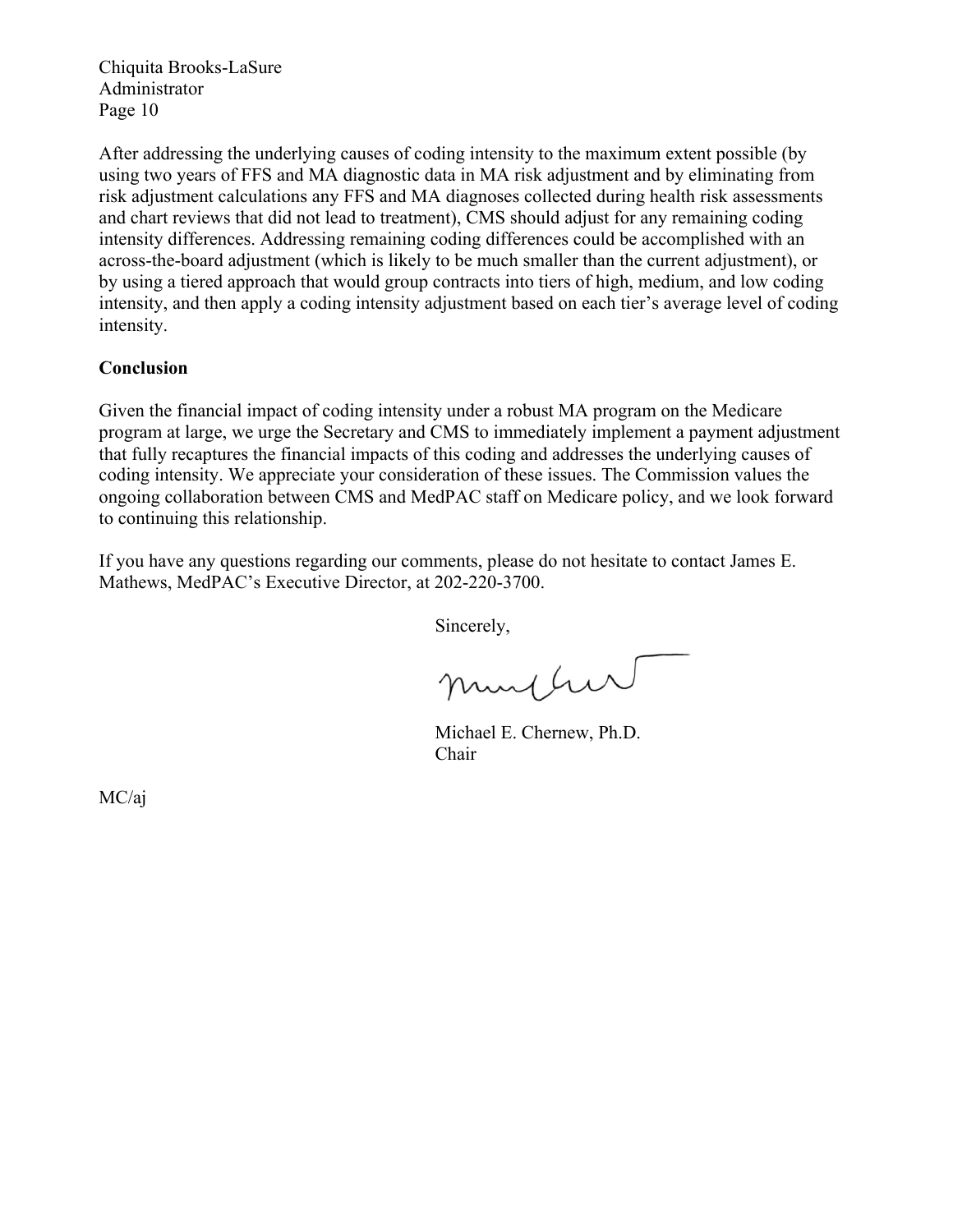After addressing the underlying causes of coding intensity to the maximum extent possible (by using two years of FFS and MA diagnostic data in MA risk adjustment and by eliminating from risk adjustment calculations any FFS and MA diagnoses collected during health risk assessments and chart reviews that did not lead to treatment), CMS should adjust for any remaining coding intensity differences. Addressing remaining coding differences could be accomplished with an across-the-board adjustment (which is likely to be much smaller than the current adjustment), or by using a tiered approach that would group contracts into tiers of high, medium, and low coding intensity, and then apply a coding intensity adjustment based on each tier's average level of coding intensity.

**Conclusion**

Given the financial impact of coding intensity under a robust MA program on the Medicare program at large, we urge the Secretary and CMS to immediately implement a payment adjustment that fully recaptures the financial impacts of this coding and addresses the underlying causes of coding intensity. We appreciate your consideration of these issues. The Commission values the ongoing collaboration between CMS and MedPAC staff on Medicare policy, and we look forward to continuing this relationship.

If you have any questions regarding our comments, please do not hesitate to contact James E. Mathews, MedPAC's Executive Director, at 202-220-3700.

Sincerely,

Michael E. Chernew, Ph.D.
Chair

MC/aj